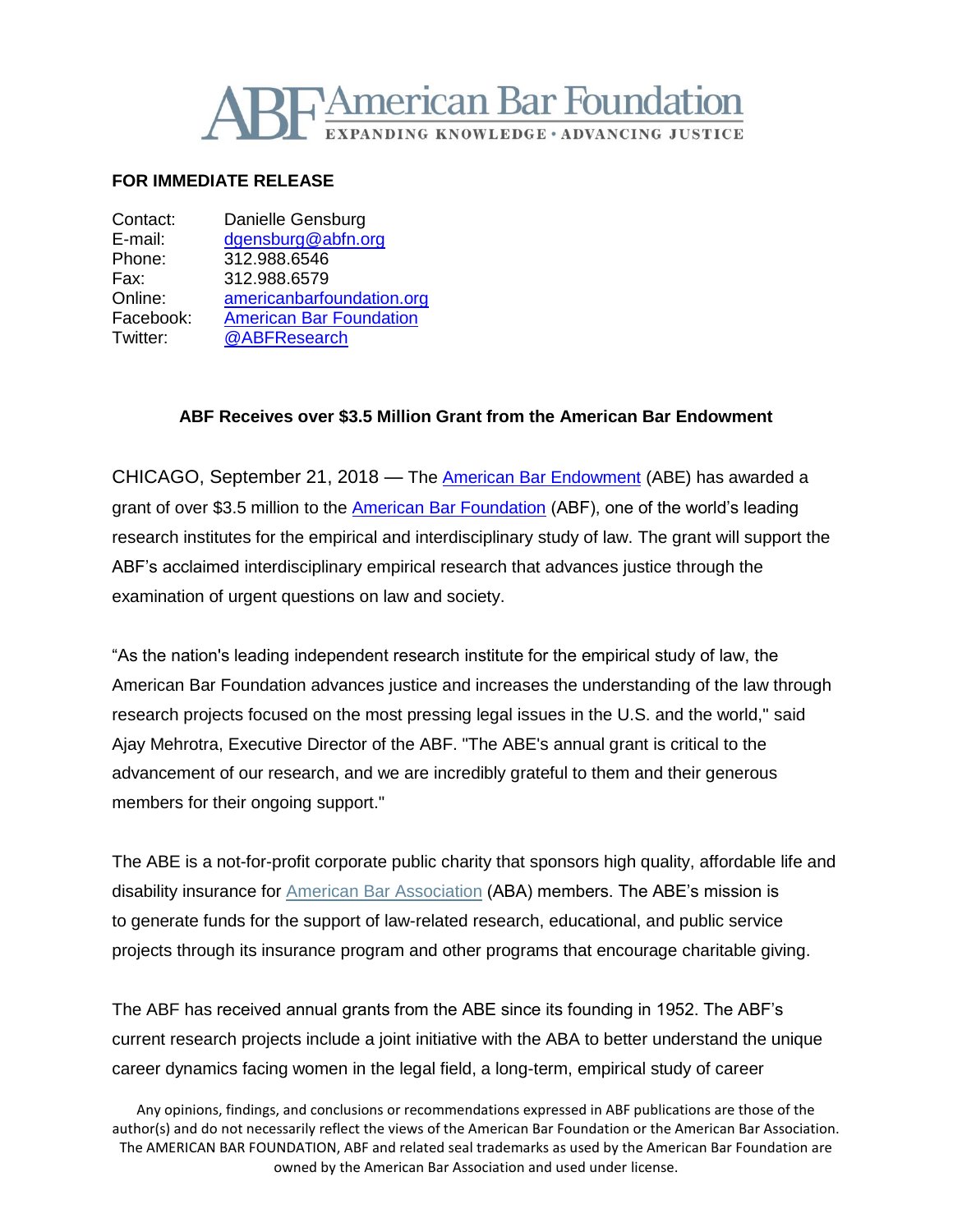# ABF American Bar Foundation

EXPANDING KNOWLEDGE • ADVANCING JUSTICE

**FOR IMMEDIATE RELEASE**

Contact: Danielle Gensburg
E-mail: dgensburg@abfn.org
Phone: 312.988.6546
Fax: 312.988.6579
Online: americanbarfoundation.org
Facebook: American Bar Foundation
Twitter: @ABFResearch

**ABF Receives over $3.5 Million Grant from the American Bar Endowment**

CHICAGO, September 21, 2018 — The American Bar Endowment (ABE) has awarded a grant of over $3.5 million to the American Bar Foundation (ABF), one of the world's leading research institutes for the empirical and interdisciplinary study of law. The grant will support the ABF's acclaimed interdisciplinary empirical research that advances justice through the examination of urgent questions on law and society.

"As the nation's leading independent research institute for the empirical study of law, the American Bar Foundation advances justice and increases the understanding of the law through research projects focused on the most pressing legal issues in the U.S. and the world," said Ajay Mehrotra, Executive Director of the ABF. "The ABE's annual grant is critical to the advancement of our research, and we are incredibly grateful to them and their generous members for their ongoing support."

The ABE is a not-for-profit corporate public charity that sponsors high quality, affordable life and disability insurance for American Bar Association (ABA) members. The ABE's mission is to generate funds for the support of law-related research, educational, and public service projects through its insurance program and other programs that encourage charitable giving.

The ABF has received annual grants from the ABE since its founding in 1952. The ABF's current research projects include a joint initiative with the ABA to better understand the unique career dynamics facing women in the legal field, a long-term, empirical study of career

Any opinions, findings, and conclusions or recommendations expressed in ABF publications are those of the author(s) and do not necessarily reflect the views of the American Bar Foundation or the American Bar Association. The AMERICAN BAR FOUNDATION, ABF and related seal trademarks as used by the American Bar Foundation are owned by the American Bar Association and used under license.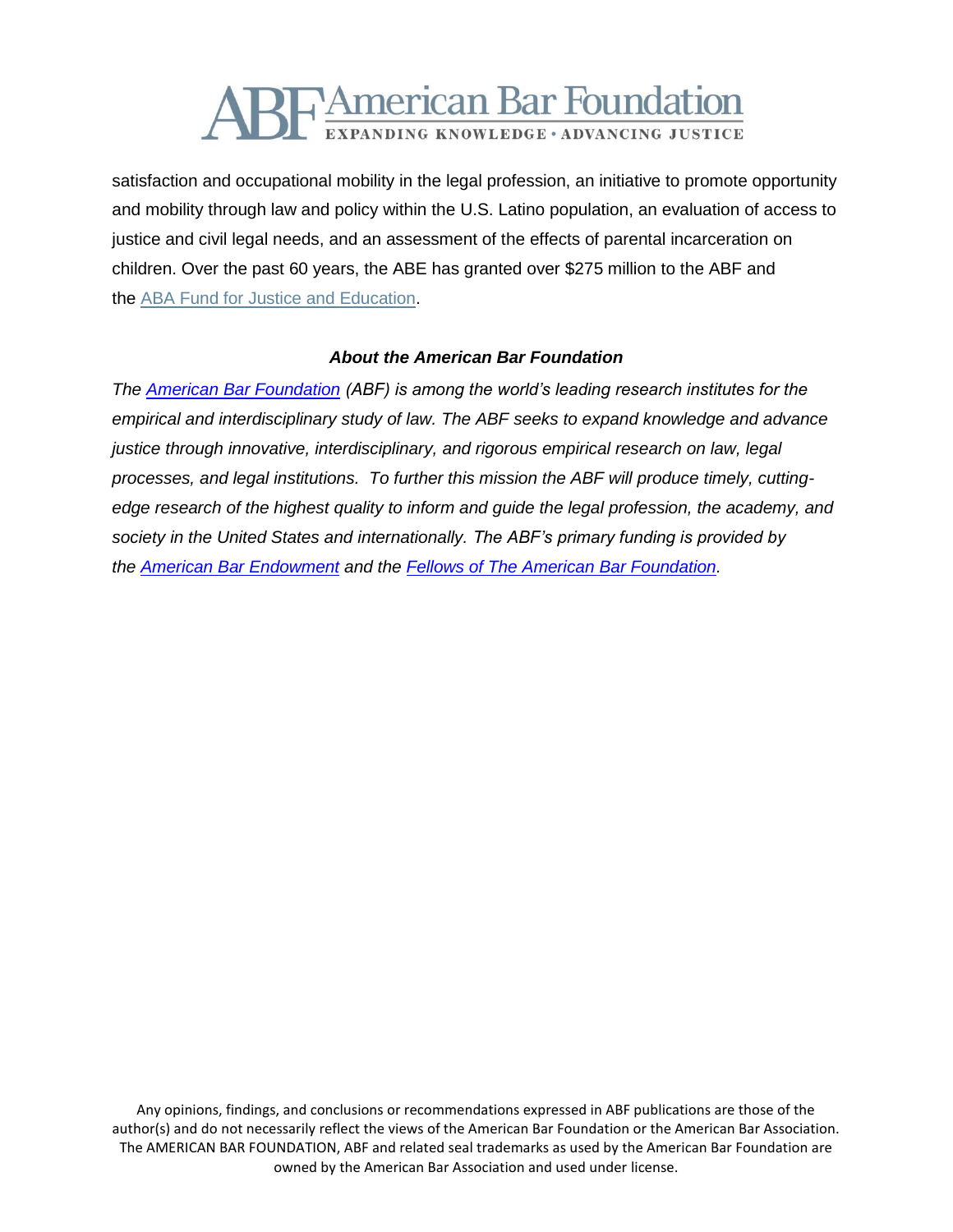satisfaction and occupational mobility in the legal profession, an initiative to promote opportunity and mobility through law and policy within the U.S. Latino population, an evaluation of access to justice and civil legal needs, and an assessment of the effects of parental incarceration on children. Over the past 60 years, the ABE has granted over $275 million to the ABF and the ABA Fund for Justice and Education.

***About the American Bar Foundation***

*The American Bar Foundation (ABF) is among the world's leading research institutes for the empirical and interdisciplinary study of law. The ABF seeks to expand knowledge and advance justice through innovative, interdisciplinary, and rigorous empirical research on law, legal processes, and legal institutions. To further this mission the ABF will produce timely, cutting-edge research of the highest quality to inform and guide the legal profession, the academy, and society in the United States and internationally. The ABF's primary funding is provided by the American Bar Endowment and the Fellows of The American Bar Foundation.*

Any opinions, findings, and conclusions or recommendations expressed in ABF publications are those of the author(s) and do not necessarily reflect the views of the American Bar Foundation or the American Bar Association. The AMERICAN BAR FOUNDATION, ABF and related seal trademarks as used by the American Bar Foundation are owned by the American Bar Association and used under license.